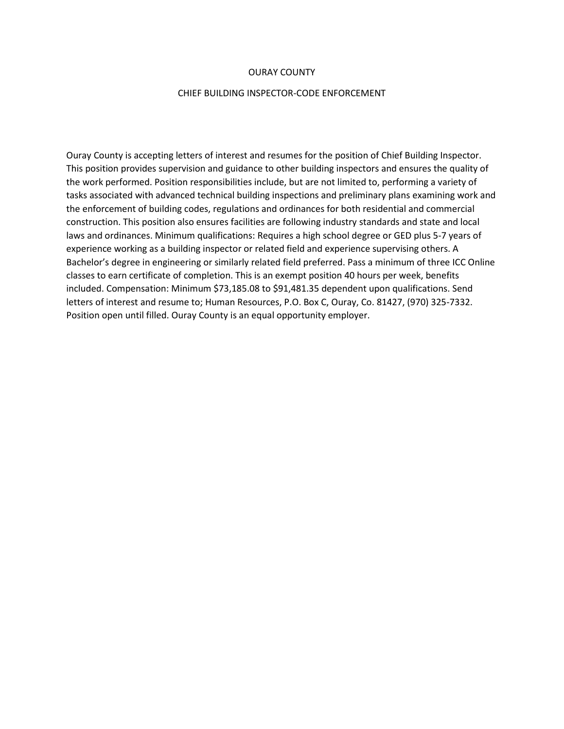# OURAY COUNTY

## CHIEF BUILDING INSPECTOR-CODE ENFORCEMENT

Ouray County is accepting letters of interest and resumes for the position of Chief Building Inspector. This position provides supervision and guidance to other building inspectors and ensures the quality of the work performed. Position responsibilities include, but are not limited to, performing a variety of tasks associated with advanced technical building inspections and preliminary plans examining work and the enforcement of building codes, regulations and ordinances for both residential and commercial construction. This position also ensures facilities are following industry standards and state and local laws and ordinances. Minimum qualifications: Requires a high school degree or GED plus 5-7 years of experience working as a building inspector or related field and experience supervising others. A Bachelor's degree in engineering or similarly related field preferred. Pass a minimum of three ICC Online classes to earn certificate of completion. This is an exempt position 40 hours per week, benefits included. Compensation: Minimum $73,185.08 to $91,481.35 dependent upon qualifications. Send letters of interest and resume to; Human Resources, P.O. Box C, Ouray, Co. 81427, (970) 325-7332. Position open until filled. Ouray County is an equal opportunity employer.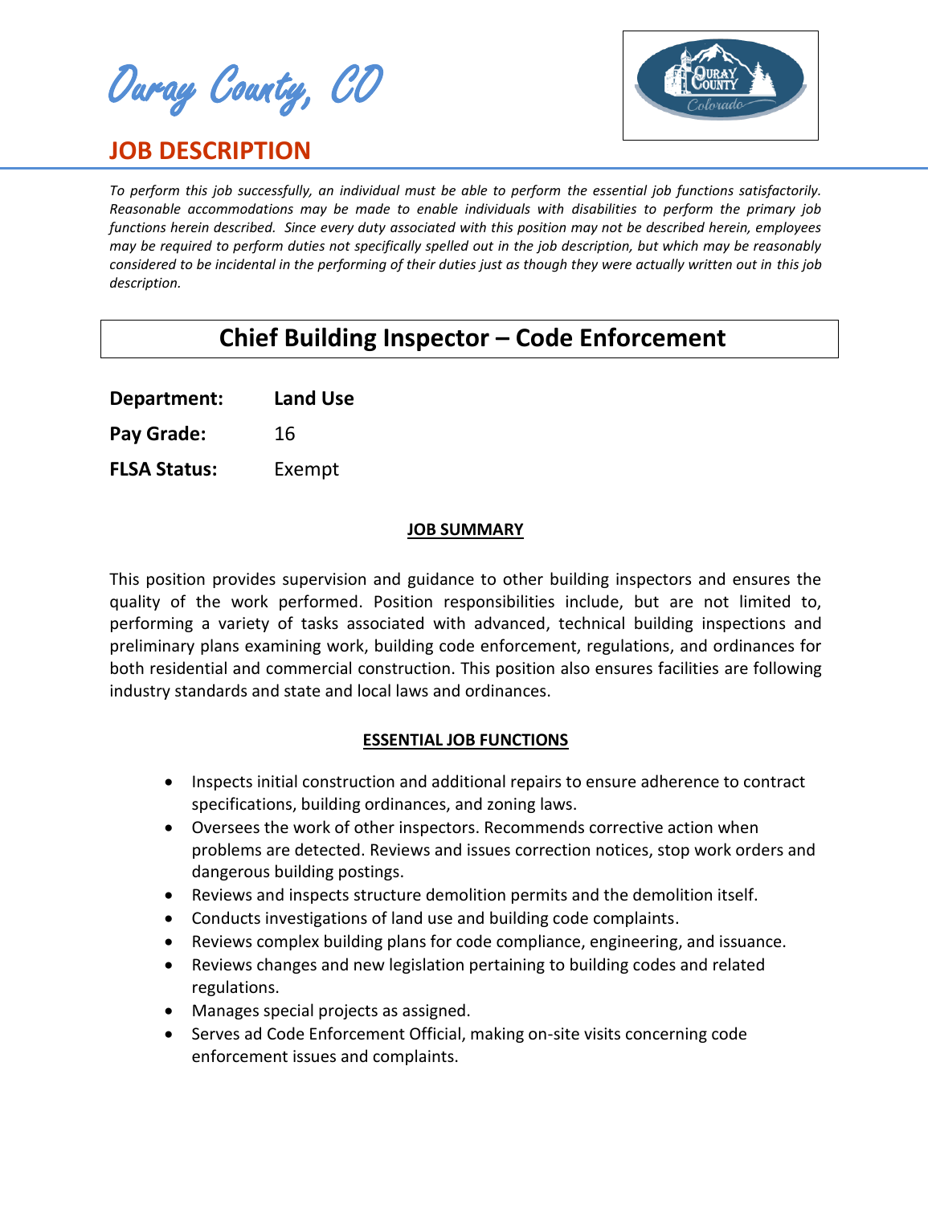Ouray County, CO

## JOB DESCRIPTION

*To perform this job successfully, an individual must be able to perform the essential job functions satisfactorily. Reasonable accommodations may be made to enable individuals with disabilities to perform the primary job functions herein described. Since every duty associated with this position may not be described herein, employees may be required to perform duties not specifically spelled out in the job description, but which may be reasonably considered to be incidental in the performing of their duties just as though they were actually written out in this job description.*

# Chief Building Inspector – Code Enforcement

**Department:** **Land Use**

**Pay Grade:** 16

**FLSA Status:** Exempt

### JOB SUMMARY

This position provides supervision and guidance to other building inspectors and ensures the quality of the work performed. Position responsibilities include, but are not limited to, performing a variety of tasks associated with advanced, technical building inspections and preliminary plans examining work, building code enforcement, regulations, and ordinances for both residential and commercial construction. This position also ensures facilities are following industry standards and state and local laws and ordinances.

### ESSENTIAL JOB FUNCTIONS

- Inspects initial construction and additional repairs to ensure adherence to contract specifications, building ordinances, and zoning laws.
- Oversees the work of other inspectors. Recommends corrective action when problems are detected. Reviews and issues correction notices, stop work orders and dangerous building postings.
- Reviews and inspects structure demolition permits and the demolition itself.
- Conducts investigations of land use and building code complaints.
- Reviews complex building plans for code compliance, engineering, and issuance.
- Reviews changes and new legislation pertaining to building codes and related regulations.
- Manages special projects as assigned.
- Serves ad Code Enforcement Official, making on-site visits concerning code enforcement issues and complaints.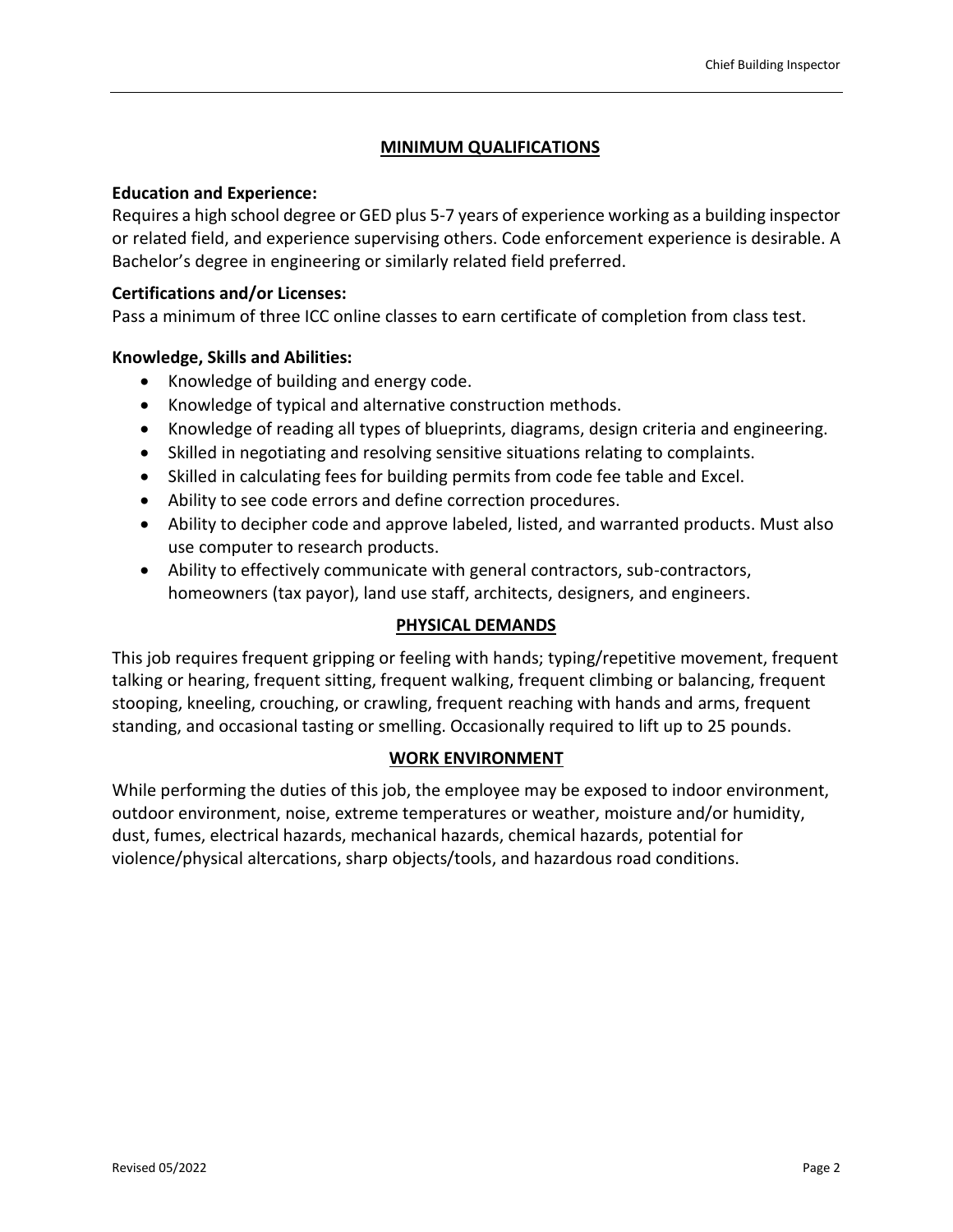## MINIMUM QUALIFICATIONS

**Education and Experience:**
Requires a high school degree or GED plus 5-7 years of experience working as a building inspector or related field, and experience supervising others. Code enforcement experience is desirable. A Bachelor's degree in engineering or similarly related field preferred.

**Certifications and/or Licenses:**
Pass a minimum of three ICC online classes to earn certificate of completion from class test.

**Knowledge, Skills and Abilities:**

- Knowledge of building and energy code.
- Knowledge of typical and alternative construction methods.
- Knowledge of reading all types of blueprints, diagrams, design criteria and engineering.
- Skilled in negotiating and resolving sensitive situations relating to complaints.
- Skilled in calculating fees for building permits from code fee table and Excel.
- Ability to see code errors and define correction procedures.
- Ability to decipher code and approve labeled, listed, and warranted products. Must also use computer to research products.
- Ability to effectively communicate with general contractors, sub-contractors, homeowners (tax payor), land use staff, architects, designers, and engineers.

## PHYSICAL DEMANDS

This job requires frequent gripping or feeling with hands; typing/repetitive movement, frequent talking or hearing, frequent sitting, frequent walking, frequent climbing or balancing, frequent stooping, kneeling, crouching, or crawling, frequent reaching with hands and arms, frequent standing, and occasional tasting or smelling. Occasionally required to lift up to 25 pounds.

## WORK ENVIRONMENT

While performing the duties of this job, the employee may be exposed to indoor environment, outdoor environment, noise, extreme temperatures or weather, moisture and/or humidity, dust, fumes, electrical hazards, mechanical hazards, chemical hazards, potential for violence/physical altercations, sharp objects/tools, and hazardous road conditions.